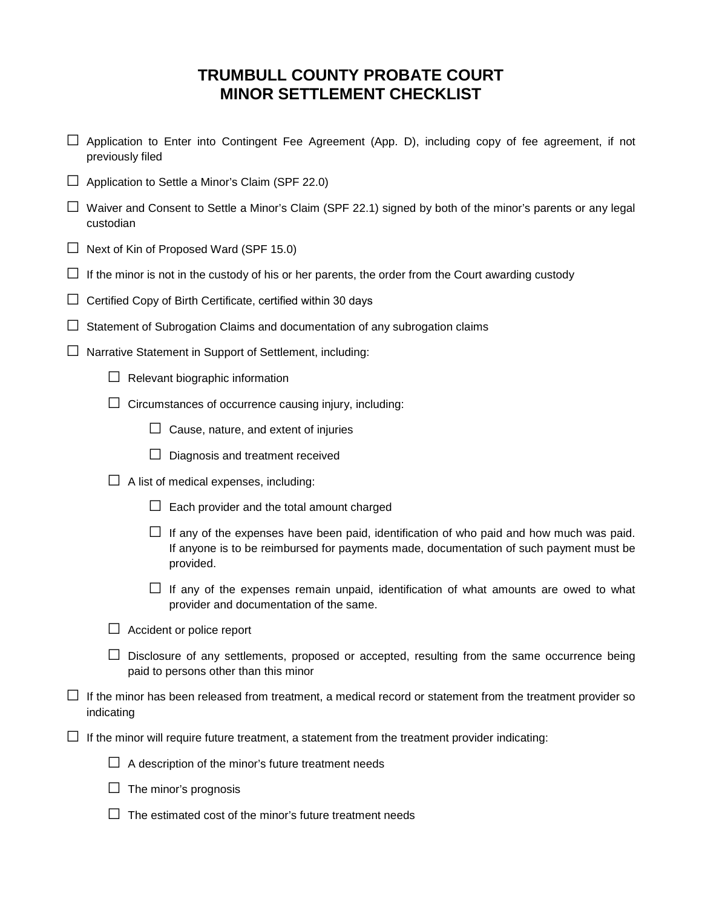# TRUMBULL COUNTY PROBATE COURT
# MINOR SETTLEMENT CHECKLIST

- ☐ Application to Enter into Contingent Fee Agreement (App. D), including copy of fee agreement, if not previously filed
- ☐ Application to Settle a Minor's Claim (SPF 22.0)
- ☐ Waiver and Consent to Settle a Minor's Claim (SPF 22.1) signed by both of the minor's parents or any legal custodian
- ☐ Next of Kin of Proposed Ward (SPF 15.0)
- ☐ If the minor is not in the custody of his or her parents, the order from the Court awarding custody
- ☐ Certified Copy of Birth Certificate, certified within 30 days
- ☐ Statement of Subrogation Claims and documentation of any subrogation claims
- ☐ Narrative Statement in Support of Settlement, including:
    - ☐ Relevant biographic information
    - ☐ Circumstances of occurrence causing injury, including:
        - ☐ Cause, nature, and extent of injuries
        - ☐ Diagnosis and treatment received
    - ☐ A list of medical expenses, including:
        - ☐ Each provider and the total amount charged
        - ☐ If any of the expenses have been paid, identification of who paid and how much was paid. If anyone is to be reimbursed for payments made, documentation of such payment must be provided.
        - ☐ If any of the expenses remain unpaid, identification of what amounts are owed to what provider and documentation of the same.
    - ☐ Accident or police report
    - ☐ Disclosure of any settlements, proposed or accepted, resulting from the same occurrence being paid to persons other than this minor
- ☐ If the minor has been released from treatment, a medical record or statement from the treatment provider so indicating
- ☐ If the minor will require future treatment, a statement from the treatment provider indicating:
    - ☐ A description of the minor's future treatment needs
    - ☐ The minor's prognosis
    - ☐ The estimated cost of the minor's future treatment needs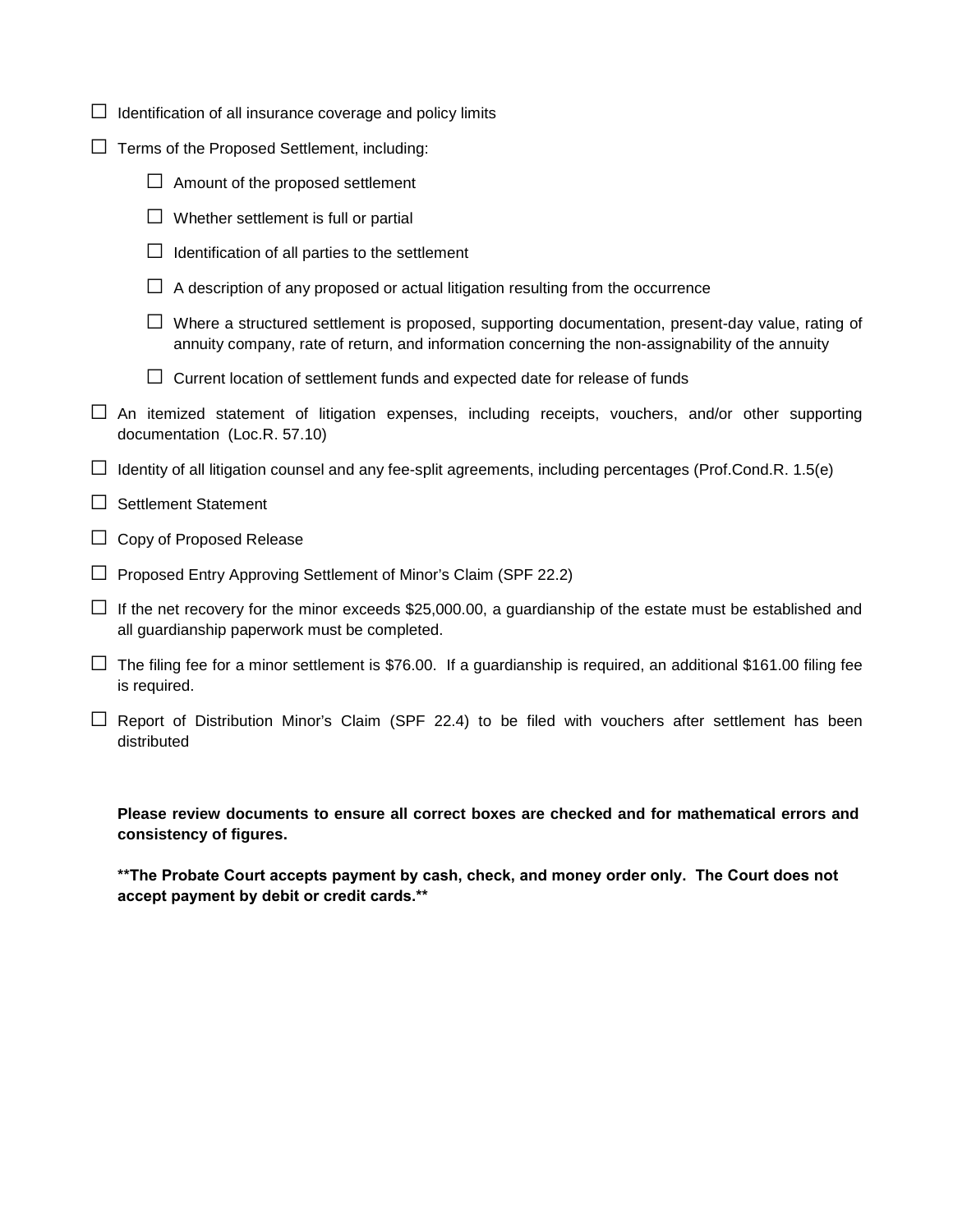- ☐ Identification of all insurance coverage and policy limits
- ☐ Terms of the Proposed Settlement, including:
  - ☐ Amount of the proposed settlement
  - ☐ Whether settlement is full or partial
  - ☐ Identification of all parties to the settlement
  - ☐ A description of any proposed or actual litigation resulting from the occurrence
  - ☐ Where a structured settlement is proposed, supporting documentation, present-day value, rating of annuity company, rate of return, and information concerning the non-assignability of the annuity
  - ☐ Current location of settlement funds and expected date for release of funds
- ☐ An itemized statement of litigation expenses, including receipts, vouchers, and/or other supporting documentation (Loc.R. 57.10)
- ☐ Identity of all litigation counsel and any fee-split agreements, including percentages (Prof.Cond.R. 1.5(e)
- ☐ Settlement Statement
- ☐ Copy of Proposed Release
- ☐ Proposed Entry Approving Settlement of Minor's Claim (SPF 22.2)
- ☐ If the net recovery for the minor exceeds $25,000.00, a guardianship of the estate must be established and all guardianship paperwork must be completed.
- ☐ The filing fee for a minor settlement is $76.00. If a guardianship is required, an additional $161.00 filing fee is required.
- ☐ Report of Distribution Minor's Claim (SPF 22.4) to be filed with vouchers after settlement has been distributed

**Please review documents to ensure all correct boxes are checked and for mathematical errors and consistency of figures.**

****The Probate Court accepts payment by cash, check, and money order only. The Court does not accept payment by debit or credit cards.****